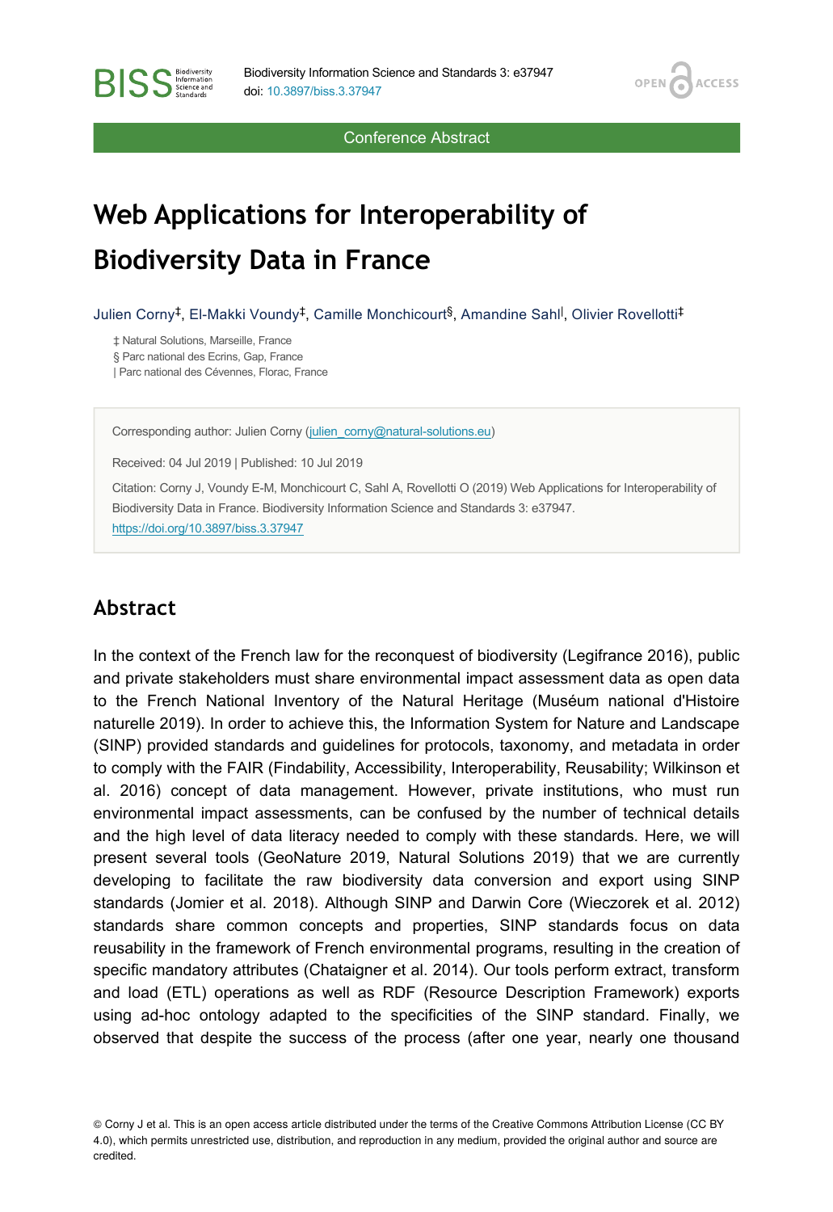Conference Abstract

# Web Applications for Interoperability of Biodiversity Data in France

Julien Corny[‡], El-Makki Voundy[‡], Camille Monchicourt[§], Amandine Sahl[|], Olivier Rovellotti[‡]

‡ Natural Solutions, Marseille, France
§ Parc national des Ecrins, Gap, France
| Parc national des Cévennes, Florac, France

Corresponding author: Julien Corny (julien_corny@natural-solutions.eu)

Received: 04 Jul 2019 | Published: 10 Jul 2019

Citation: Corny J, Voundy E-M, Monchicourt C, Sahl A, Rovellotti O (2019) Web Applications for Interoperability of Biodiversity Data in France. Biodiversity Information Science and Standards 3: e37947. https://doi.org/10.3897/biss.3.37947

## Abstract

In the context of the French law for the reconquest of biodiversity (Legifrance 2016), public and private stakeholders must share environmental impact assessment data as open data to the French National Inventory of the Natural Heritage (Muséum national d'Histoire naturelle 2019). In order to achieve this, the Information System for Nature and Landscape (SINP) provided standards and guidelines for protocols, taxonomy, and metadata in order to comply with the FAIR (Findability, Accessibility, Interoperability, Reusability; Wilkinson et al. 2016) concept of data management. However, private institutions, who must run environmental impact assessments, can be confused by the number of technical details and the high level of data literacy needed to comply with these standards. Here, we will present several tools (GeoNature 2019, Natural Solutions 2019) that we are currently developing to facilitate the raw biodiversity data conversion and export using SINP standards (Jomier et al. 2018). Although SINP and Darwin Core (Wieczorek et al. 2012) standards share common concepts and properties, SINP standards focus on data reusability in the framework of French environmental programs, resulting in the creation of specific mandatory attributes (Chataigner et al. 2014). Our tools perform extract, transform and load (ETL) operations as well as RDF (Resource Description Framework) exports using ad-hoc ontology adapted to the specificities of the SINP standard. Finally, we observed that despite the success of the process (after one year, nearly one thousand

© Corny J et al. This is an open access article distributed under the terms of the Creative Commons Attribution License (CC BY 4.0), which permits unrestricted use, distribution, and reproduction in any medium, provided the original author and source are credited.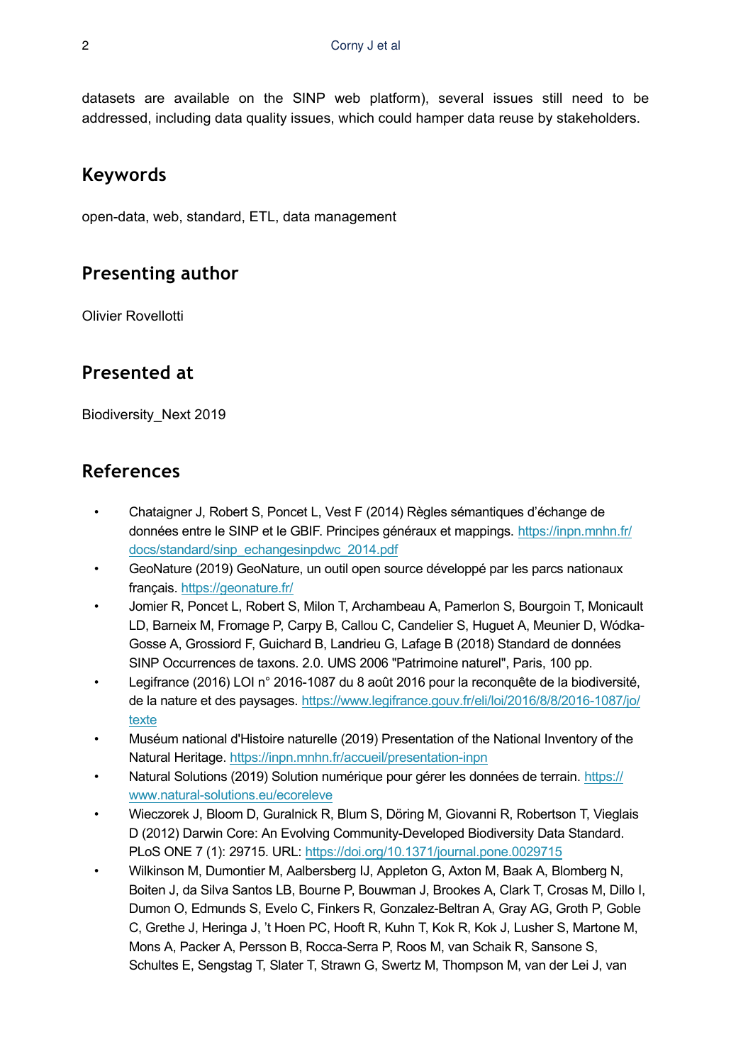datasets are available on the SINP web platform), several issues still need to be addressed, including data quality issues, which could hamper data reuse by stakeholders.

## Keywords

open-data, web, standard, ETL, data management

## Presenting author

Olivier Rovellotti

## Presented at

Biodiversity_Next 2019

## References

- Chataigner J, Robert S, Poncet L, Vest F (2014) Règles sémantiques d'échange de données entre le SINP et le GBIF. Principes généraux et mappings. https://inpn.mnhn.fr/docs/standard/sinp_echangesinpdwc_2014.pdf
- GeoNature (2019) GeoNature, un outil open source développé par les parcs nationaux français. https://geonature.fr/
- Jomier R, Poncet L, Robert S, Milon T, Archambeau A, Pamerlon S, Bourgoin T, Monicault LD, Barneix M, Fromage P, Carpy B, Callou C, Candelier S, Huguet A, Meunier D, Wódka-Gosse A, Grossiord F, Guichard B, Landrieu G, Lafage B (2018) Standard de données SINP Occurrences de taxons. 2.0. UMS 2006 "Patrimoine naturel", Paris, 100 pp.
- Legifrance (2016) LOI n° 2016-1087 du 8 août 2016 pour la reconquête de la biodiversité, de la nature et des paysages. https://www.legifrance.gouv.fr/eli/loi/2016/8/8/2016-1087/jo/texte
- Muséum national d'Histoire naturelle (2019) Presentation of the National Inventory of the Natural Heritage. https://inpn.mnhn.fr/accueil/presentation-inpn
- Natural Solutions (2019) Solution numérique pour gérer les données de terrain. https://www.natural-solutions.eu/ecoreleve
- Wieczorek J, Bloom D, Guralnick R, Blum S, Döring M, Giovanni R, Robertson T, Vieglais D (2012) Darwin Core: An Evolving Community-Developed Biodiversity Data Standard. PLoS ONE 7 (1): 29715. URL: https://doi.org/10.1371/journal.pone.0029715
- Wilkinson M, Dumontier M, Aalbersberg IJ, Appleton G, Axton M, Baak A, Blomberg N, Boiten J, da Silva Santos LB, Bourne P, Bouwman J, Brookes A, Clark T, Crosas M, Dillo I, Dumon O, Edmunds S, Evelo C, Finkers R, Gonzalez-Beltran A, Gray AG, Groth P, Goble C, Grethe J, Heringa J, 't Hoen PC, Hooft R, Kuhn T, Kok R, Kok J, Lusher S, Martone M, Mons A, Packer A, Persson B, Rocca-Serra P, Roos M, van Schaik R, Sansone S, Schultes E, Sengstag T, Slater T, Strawn G, Swertz M, Thompson M, van der Lei J, van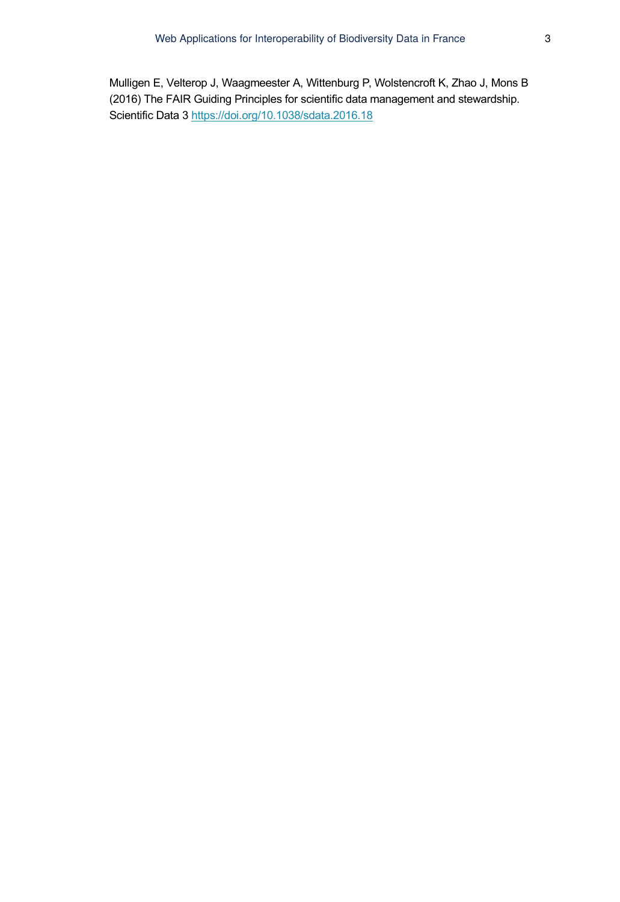Mulligen E, Velterop J, Waagmeester A, Wittenburg P, Wolstencroft K, Zhao J, Mons B (2016) The FAIR Guiding Principles for scientific data management and stewardship. Scientific Data 3 https://doi.org/10.1038/sdata.2016.18